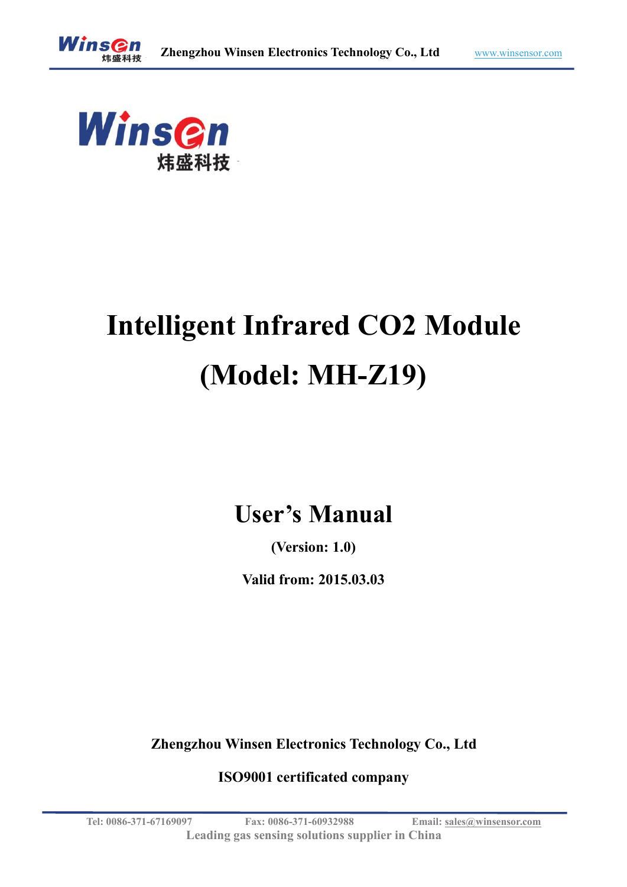# Intelligent Infrared CO2 Module

# (Model: MH-Z19)

## User's Manual

**(Version: 1.0)**

**Valid from: 2015.03.03**

**Zhengzhou Winsen Electronics Technology Co., Ltd**

**ISO9001 certificated company**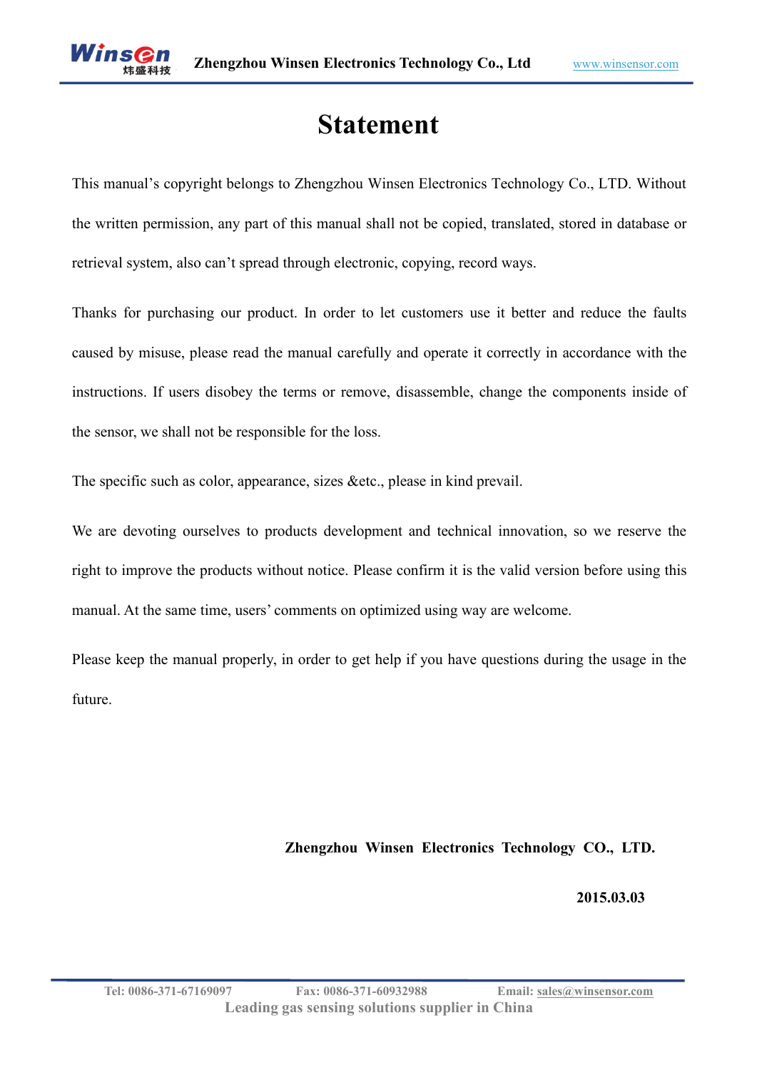# Statement

This manual's copyright belongs to Zhengzhou Winsen Electronics Technology Co., LTD. Without the written permission, any part of this manual shall not be copied, translated, stored in database or retrieval system, also can't spread through electronic, copying, record ways.

Thanks for purchasing our product. In order to let customers use it better and reduce the faults caused by misuse, please read the manual carefully and operate it correctly in accordance with the instructions. If users disobey the terms or remove, disassemble, change the components inside of the sensor, we shall not be responsible for the loss.

The specific such as color, appearance, sizes &etc., please in kind prevail.

We are devoting ourselves to products development and technical innovation, so we reserve the right to improve the products without notice. Please confirm it is the valid version before using this manual. At the same time, users' comments on optimized using way are welcome.

Please keep the manual properly, in order to get help if you have questions during the usage in the future.

**Zhengzhou Winsen Electronics Technology CO., LTD.**

**2015.03.03**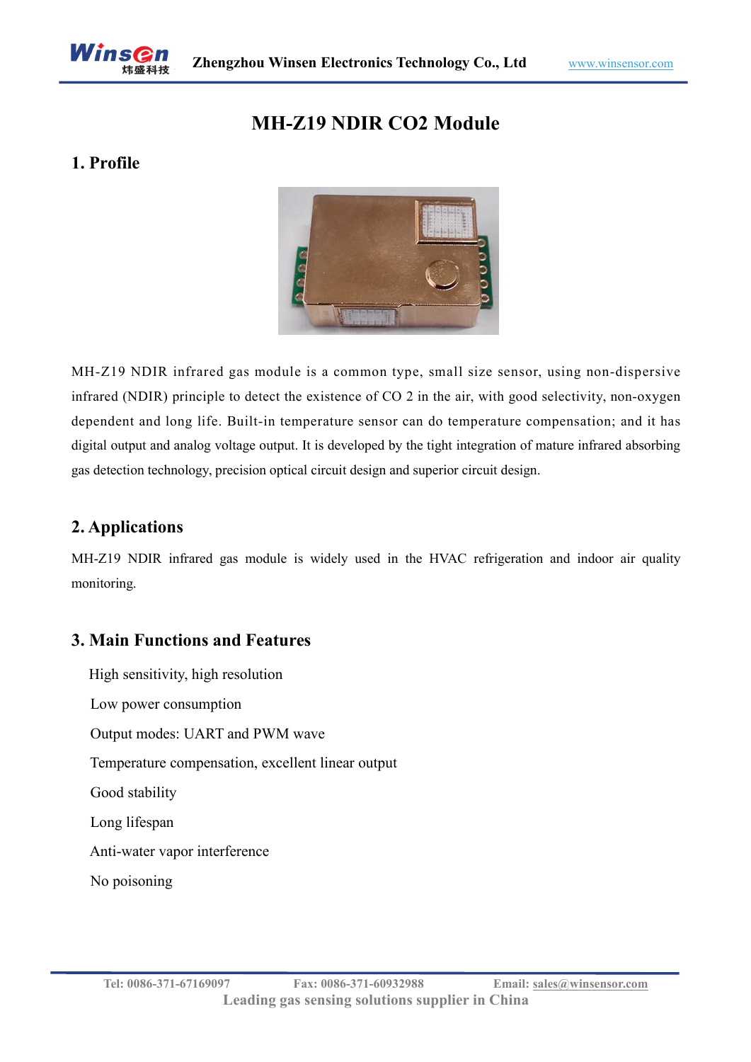# MH-Z19 NDIR CO2 Module

## 1. Profile

MH-Z19 NDIR infrared gas module is a common type, small size sensor, using non-dispersive infrared (NDIR) principle to detect the existence of CO 2 in the air, with good selectivity, non-oxygen dependent and long life. Built-in temperature sensor can do temperature compensation; and it has digital output and analog voltage output. It is developed by the tight integration of mature infrared absorbing gas detection technology, precision optical circuit design and superior circuit design.

## 2. Applications

MH-Z19 NDIR infrared gas module is widely used in the HVAC refrigeration and indoor air quality monitoring.

## 3. Main Functions and Features

High sensitivity, high resolution

Low power consumption

Output modes: UART and PWM wave

Temperature compensation, excellent linear output

Good stability

Long lifespan

Anti-water vapor interference

No poisoning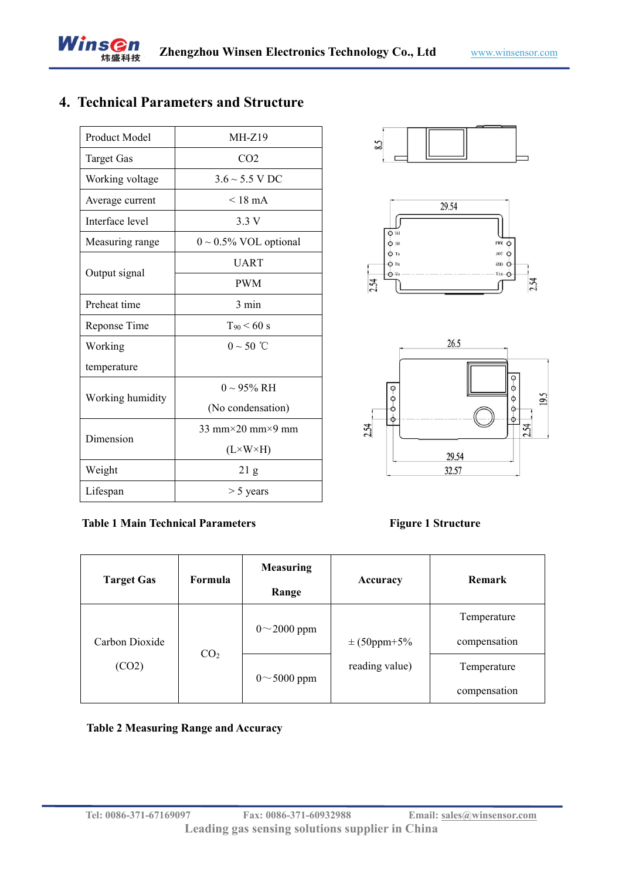## 4. Technical Parameters and Structure

| Product Model | MH-Z19 |
|---|---|
| Target Gas | CO2 |
| Working voltage | 3.6 ~ 5.5 V DC |
| Average current | < 18 mA |
| Interface level | 3.3 V |
| Measuring range | 0 ~ 0.5% VOL optional |
| Output signal | UART |
| | PWM |
| Preheat time | 3 min |
| Reponse Time | $T_{90}$ < 60 s |
| Working temperature | 0 ~ 50 ℃ |
| Working humidity | 0 ~ 95% RH (No condensation) |
| Dimension | 33 mm×20 mm×9 mm (L×W×H) |
| Weight | 21 g |
| Lifespan | > 5 years |

**Table 1 Main Technical Parameters**

**Figure 1 Structure**

| Target Gas | Formula | Measuring Range | Accuracy | Remark |
|---|---|---|---|---|
| Carbon Dioxide (CO2) | $CO_2$ | 0～2000 ppm | ± (50ppm+5% reading value) | Temperature compensation |
| | | 0～5000 ppm | | Temperature compensation |

**Table 2 Measuring Range and Accuracy**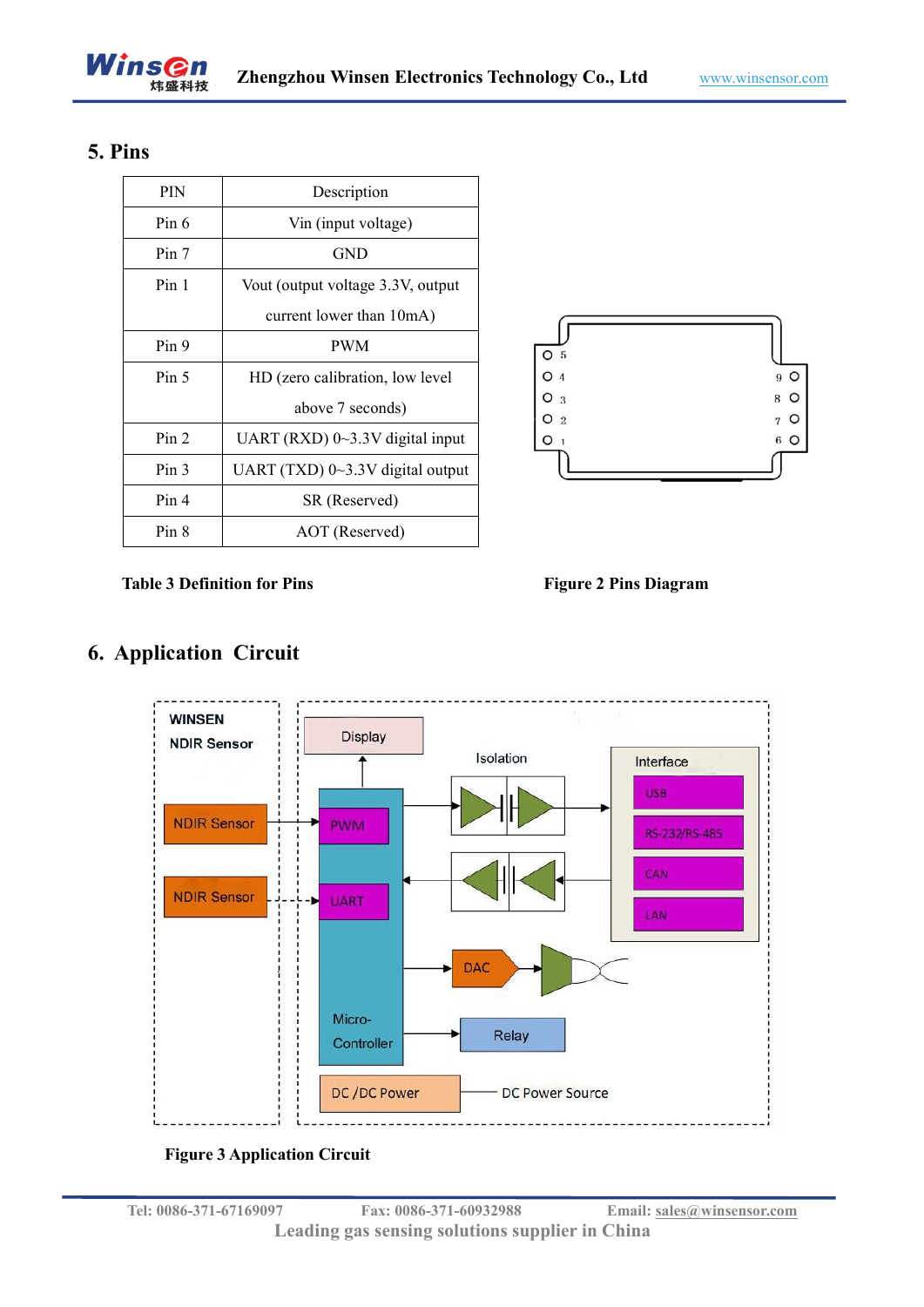## 5. Pins

| PIN | Description |
|---|---|
| Pin 6 | Vin (input voltage) |
| Pin 7 | GND |
| Pin 1 | Vout (output voltage 3.3V, output current lower than 10mA) |
| Pin 9 | PWM |
| Pin 5 | HD (zero calibration, low level above 7 seconds) |
| Pin 2 | UART (RXD) 0~3.3V digital input |
| Pin 3 | UART (TXD) 0~3.3V digital output |
| Pin 4 | SR (Reserved) |
| Pin 8 | AOT (Reserved) |

**Table 3 Definition for Pins**

**Figure 2 Pins Diagram**

## 6. Application Circuit

**Figure 3 Application Circuit**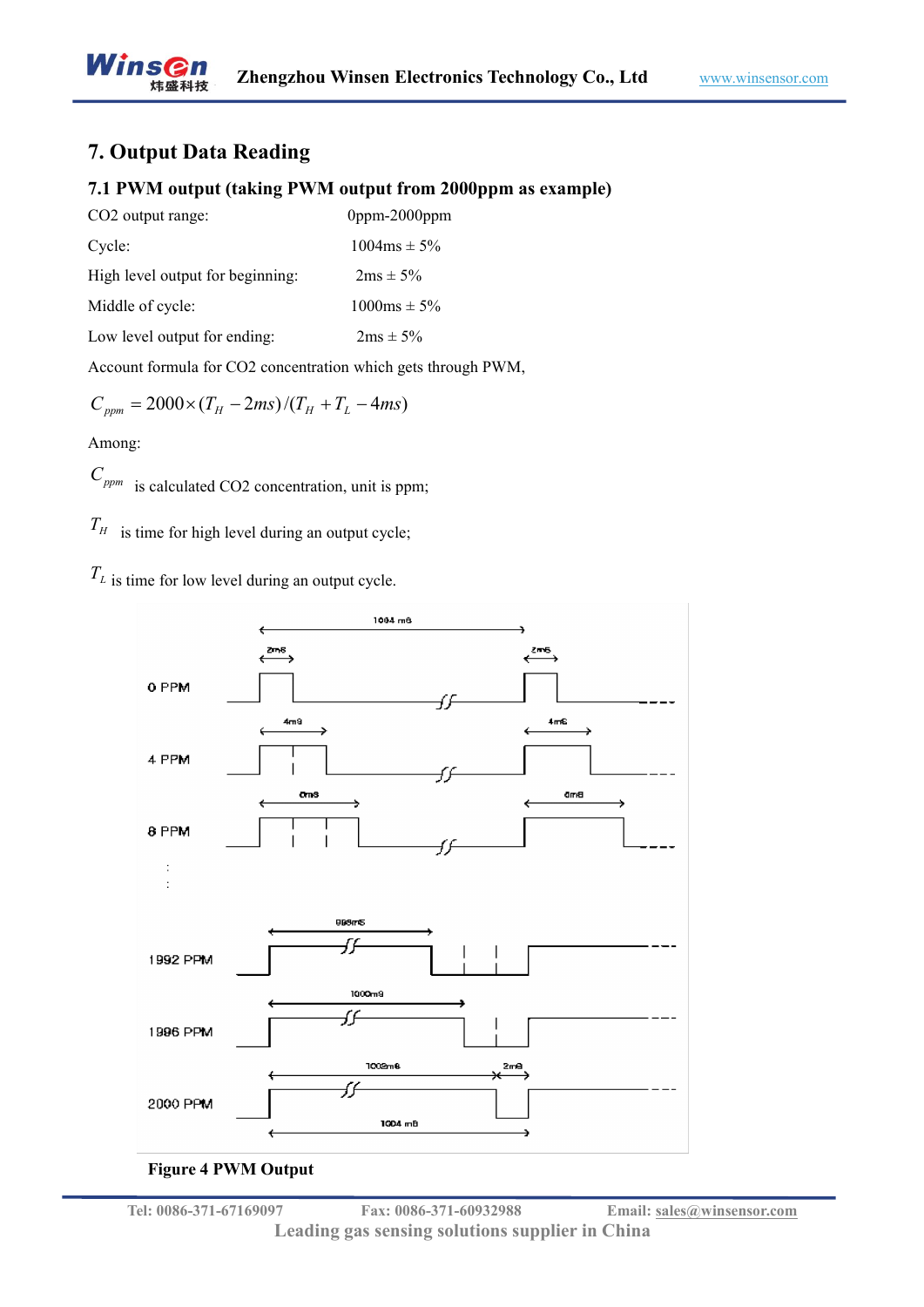# 7. Output Data Reading

## 7.1 PWM output (taking PWM output from 2000ppm as example)

| | |
|---|---|
| $CO_2$ output range: | 0ppm-2000ppm |
| Cycle: | 1004ms ± 5% |
| High level output for beginning: | 2ms ± 5% |
| Middle of cycle: | 1000ms ± 5% |
| Low level output for ending: | 2ms ± 5% |

Account formula for $CO_2$ concentration which gets through PWM,

$$C_{ppm} = 2000 \times (T_H - 2ms)/(T_H + T_L - 4ms)$$

Among:

$C_{ppm}$ is calculated $CO_2$ concentration, unit is ppm;

$T_H$ is time for high level during an output cycle;

$T_L$ is time for low level during an output cycle.

**Figure 4 PWM Output**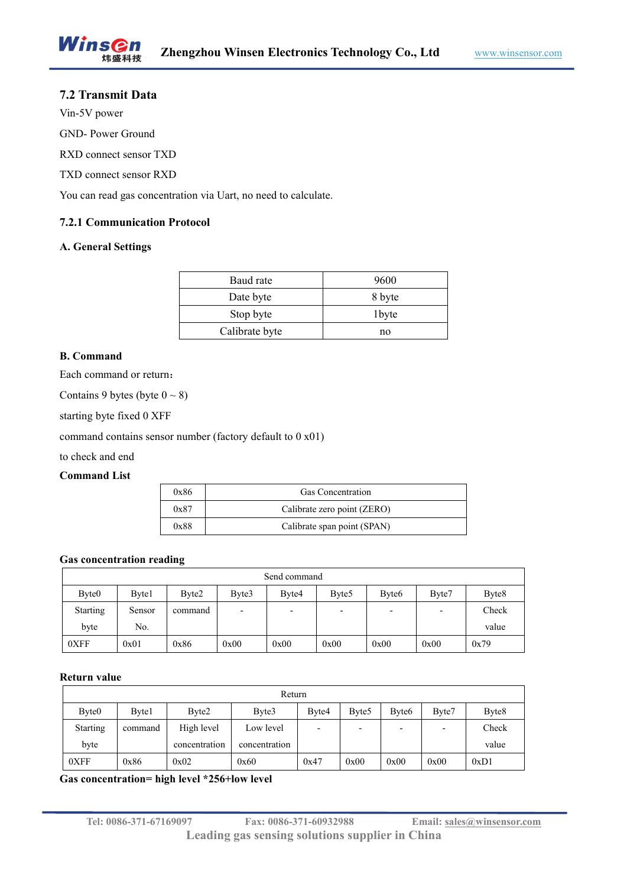### 7.2 Transmit Data

Vin-5V power

GND- Power Ground

RXD connect sensor TXD

TXD connect sensor RXD

You can read gas concentration via Uart, no need to calculate.

#### 7.2.1 Communication Protocol

**A. General Settings**

| Baud rate | 9600 |
|---|---|
| Date byte | 8 byte |
| Stop byte | 1byte |
| Calibrate byte | no |

**B. Command**

Each command or return：

Contains 9 bytes (byte 0 ~ 8)

starting byte fixed 0 XFF

command contains sensor number (factory default to 0 x01)

to check and end

**Command List**

| 0x86 | Gas Concentration |
|---|---|
| 0x87 | Calibrate zero point (ZERO) |
| 0x88 | Calibrate span point (SPAN) |

**Gas concentration reading**

| Send command | | | | | | | | |
|---|---|---|---|---|---|---|---|---|
| Byte0 | Byte1 | Byte2 | Byte3 | Byte4 | Byte5 | Byte6 | Byte7 | Byte8 |
| Starting byte | Sensor No. | command | - | - | - | - | - | Check value |
| 0XFF | 0x01 | 0x86 | 0x00 | 0x00 | 0x00 | 0x00 | 0x00 | 0x79 |

**Return value**

| Return | | | | | | | | |
|---|---|---|---|---|---|---|---|---|
| Byte0 | Byte1 | Byte2 | Byte3 | Byte4 | Byte5 | Byte6 | Byte7 | Byte8 |
| Starting byte | command | High level concentration | Low level concentration | - | - | - | - | Check value |
| 0XFF | 0x86 | 0x02 | 0x60 | 0x47 | 0x00 | 0x00 | 0x00 | 0xD1 |

**Gas concentration= high level *256+low level**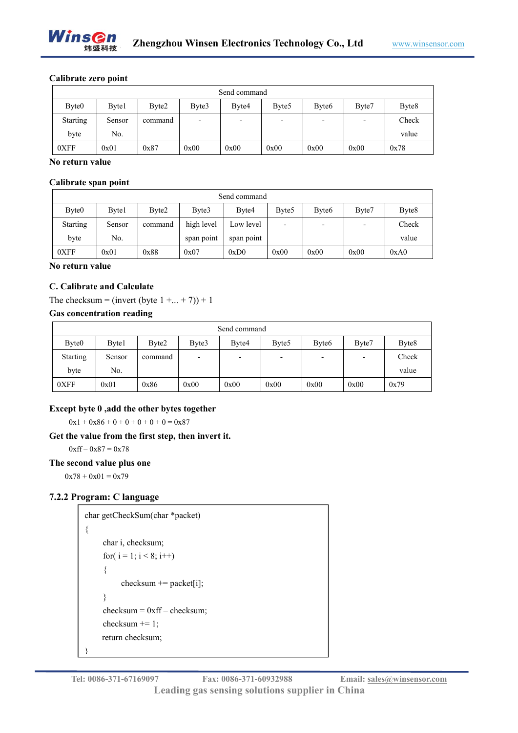**Calibrate zero point**

| Send command | | | | | | | | |
|---|---|---|---|---|---|---|---|---|
| Byte0 | Byte1 | Byte2 | Byte3 | Byte4 | Byte5 | Byte6 | Byte7 | Byte8 |
| Starting byte | Sensor No. | command | - | - | - | - | - | Check value |
| 0XFF | 0x01 | 0x87 | 0x00 | 0x00 | 0x00 | 0x00 | 0x00 | 0x78 |

**No return value**

**Calibrate span point**

| Send command | | | | | | | | |
|---|---|---|---|---|---|---|---|---|
| Byte0 | Byte1 | Byte2 | Byte3 | Byte4 | Byte5 | Byte6 | Byte7 | Byte8 |
| Starting byte | Sensor No. | command | high level span point | Low level span point | - | - | - | Check value |
| 0XFF | 0x01 | 0x88 | 0x07 | 0xD0 | 0x00 | 0x00 | 0x00 | 0xA0 |

**No return value**

**C. Calibrate and Calculate**

The checksum = (invert (byte 1 +... + 7)) + 1

**Gas concentration reading**

| Send command | | | | | | | | |
|---|---|---|---|---|---|---|---|---|
| Byte0 | Byte1 | Byte2 | Byte3 | Byte4 | Byte5 | Byte6 | Byte7 | Byte8 |
| Starting byte | Sensor No. | command | - | - | - | - | - | Check value |
| 0XFF | 0x01 | 0x86 | 0x00 | 0x00 | 0x00 | 0x00 | 0x00 | 0x79 |

**Except byte 0 ,add the other bytes together**

0x1 + 0x86 + 0 + 0 + 0 + 0 + 0 = 0x87

**Get the value from the first step, then invert it.**

0xff – 0x87 = 0x78

**The second value plus one**

0x78 + 0x01 = 0x79

### 7.2.2 Program: C language

```
char getCheckSum(char *packet)
{
    char i, checksum;
    for( i = 1; i < 8; i++)
    {
        checksum += packet[i];
    }
    checksum = 0xff – checksum;
    checksum += 1;
    return checksum;
}
```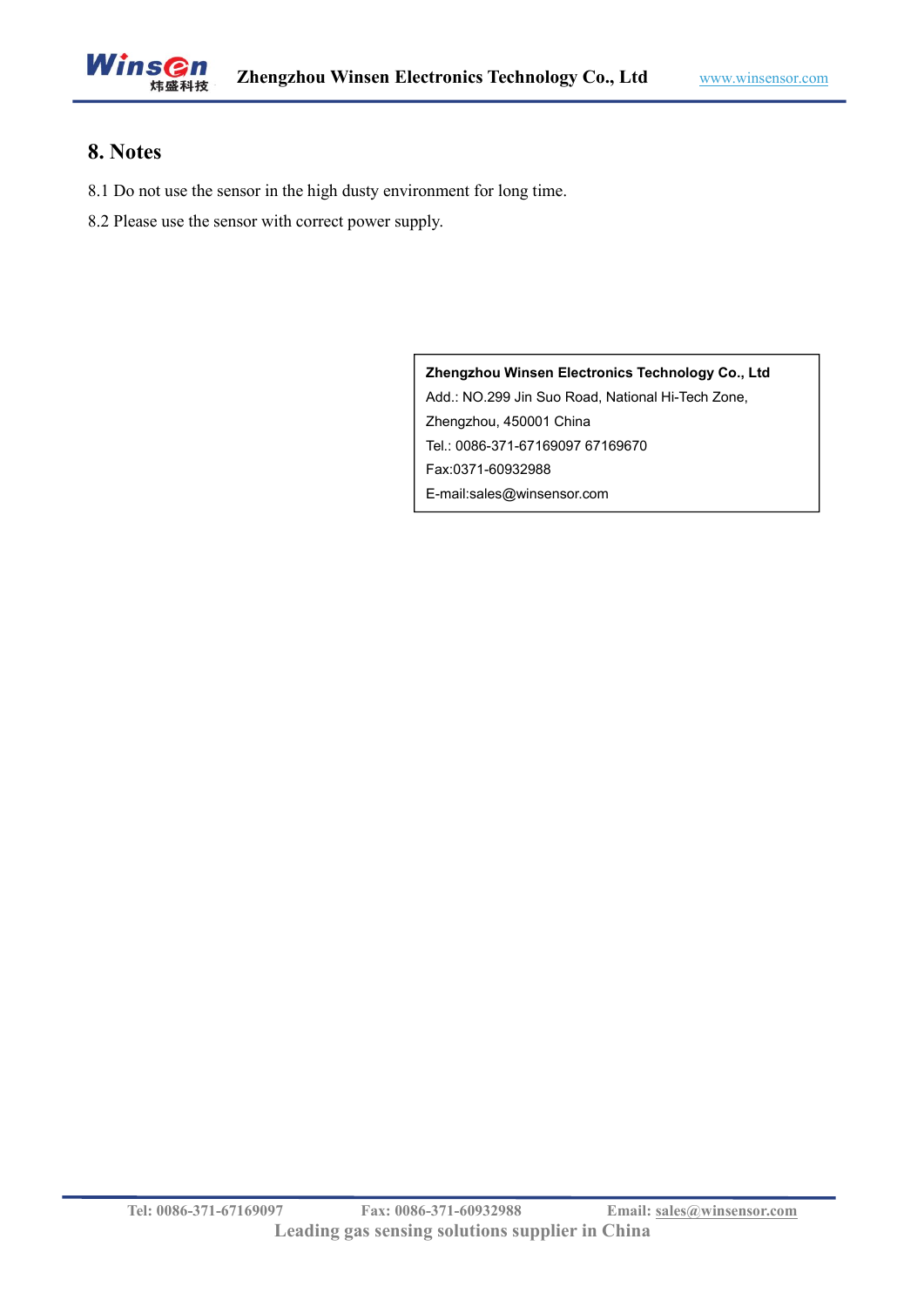## 8. Notes

8.1 Do not use the sensor in the high dusty environment for long time.

8.2 Please use the sensor with correct power supply.

**Zhengzhou Winsen Electronics Technology Co., Ltd**
Add.: NO.299 Jin Suo Road, National Hi-Tech Zone,
Zhengzhou, 450001 China
Tel.: 0086-371-67169097 67169670
Fax:0371-60932988
E-mail:sales@winsensor.com